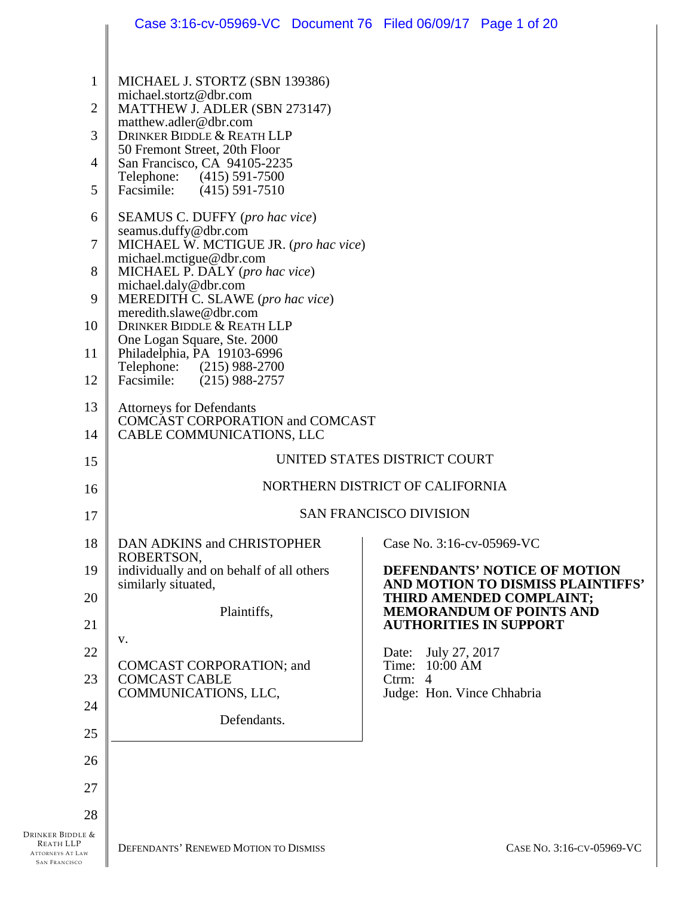MICHAEL J. STORTZ (SBN 139386)
michael.stortz@dbr.com
MATTHEW J. ADLER (SBN 273147)
matthew.adler@dbr.com
DRINKER BIDDLE & REATH LLP
50 Fremont Street, 20th Floor
San Francisco, CA 94105-2235
Telephone: (415) 591-7500
Facsimile: (415) 591-7510

SEAMUS C. DUFFY (*pro hac vice*)
seamus.duffy@dbr.com
MICHAEL W. MCTIGUE JR. (*pro hac vice*)
michael.mctigue@dbr.com
MICHAEL P. DALY (*pro hac vice*)
michael.daly@dbr.com
MEREDITH C. SLAWE (*pro hac vice*)
meredith.slawe@dbr.com
DRINKER BIDDLE & REATH LLP
One Logan Square, Ste. 2000
Philadelphia, PA 19103-6996
Telephone: (215) 988-2700
Facsimile: (215) 988-2757

Attorneys for Defendants
COMCAST CORPORATION and COMCAST CABLE COMMUNICATIONS, LLC

UNITED STATES DISTRICT COURT

NORTHERN DISTRICT OF CALIFORNIA

SAN FRANCISCO DIVISION

DAN ADKINS and CHRISTOPHER ROBERTSON, individually and on behalf of all others similarly situated,

Plaintiffs,

v.

COMCAST CORPORATION; and COMCAST CABLE COMMUNICATIONS, LLC,

Defendants.

Case No. 3:16-cv-05969-VC

**DEFENDANTS' NOTICE OF MOTION AND MOTION TO DISMISS PLAINTIFFS' THIRD AMENDED COMPLAINT; MEMORANDUM OF POINTS AND AUTHORITIES IN SUPPORT**

Date: July 27, 2017
Time: 10:00 AM
Ctrm: 4
Judge: Hon. Vince Chhabria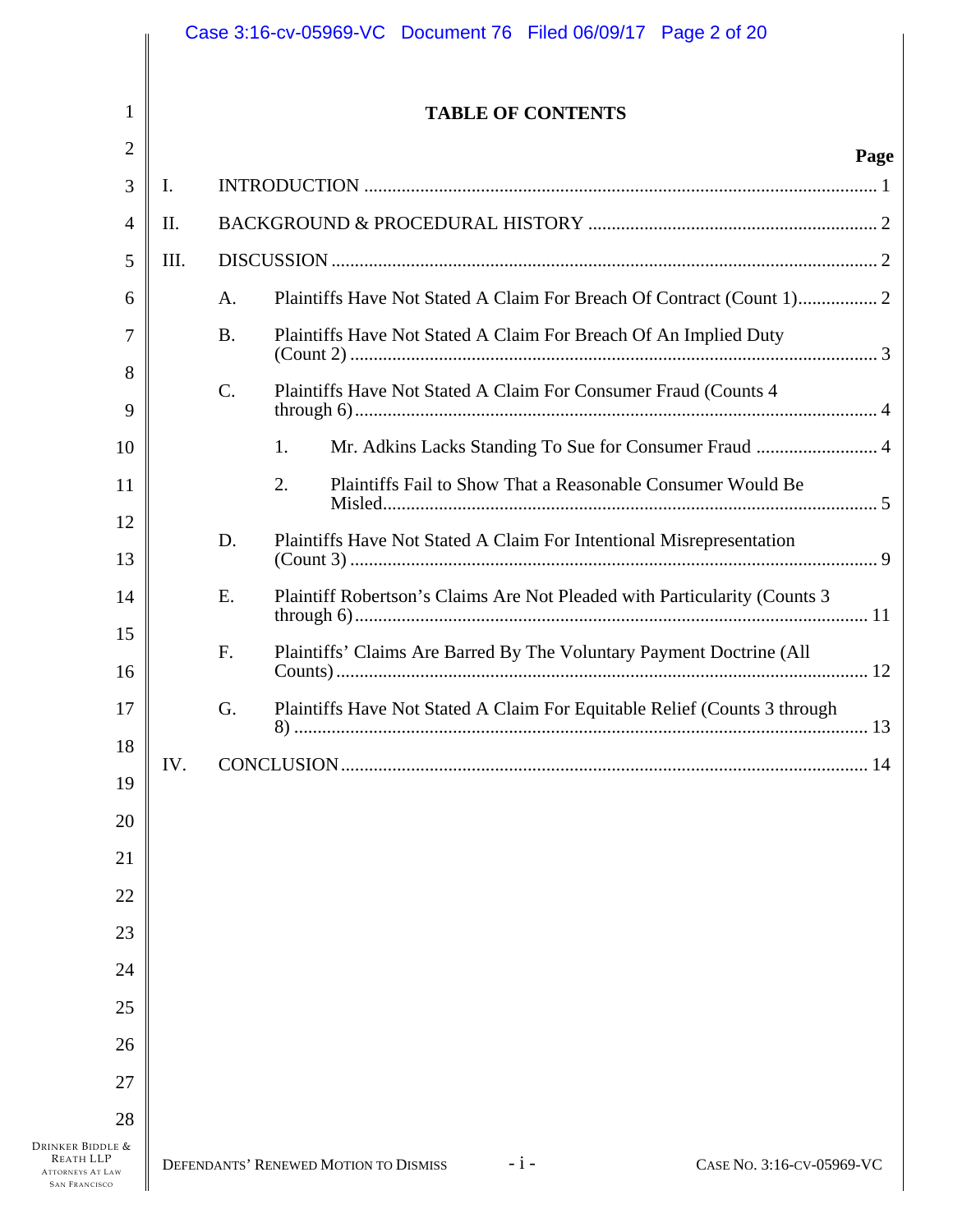# TABLE OF CONTENTS

| | | Page |
|---|---|---|
| I. | INTRODUCTION | 1 |
| II. | BACKGROUND & PROCEDURAL HISTORY | 2 |
| III. | DISCUSSION | 2 |
| | A. Plaintiffs Have Not Stated A Claim For Breach Of Contract (Count 1) | 2 |
| | B. Plaintiffs Have Not Stated A Claim For Breach Of An Implied Duty (Count 2) | 3 |
| | C. Plaintiffs Have Not Stated A Claim For Consumer Fraud (Counts 4 through 6) | 4 |
| | 1. Mr. Adkins Lacks Standing To Sue for Consumer Fraud | 4 |
| | 2. Plaintiffs Fail to Show That a Reasonable Consumer Would Be Misled | 5 |
| | D. Plaintiffs Have Not Stated A Claim For Intentional Misrepresentation (Count 3) | 9 |
| | E. Plaintiff Robertson's Claims Are Not Pleaded with Particularity (Counts 3 through 6) | 11 |
| | F. Plaintiffs' Claims Are Barred By The Voluntary Payment Doctrine (All Counts) | 12 |
| | G. Plaintiffs Have Not Stated A Claim For Equitable Relief (Counts 3 through 8) | 13 |
| IV. | CONCLUSION | 14 |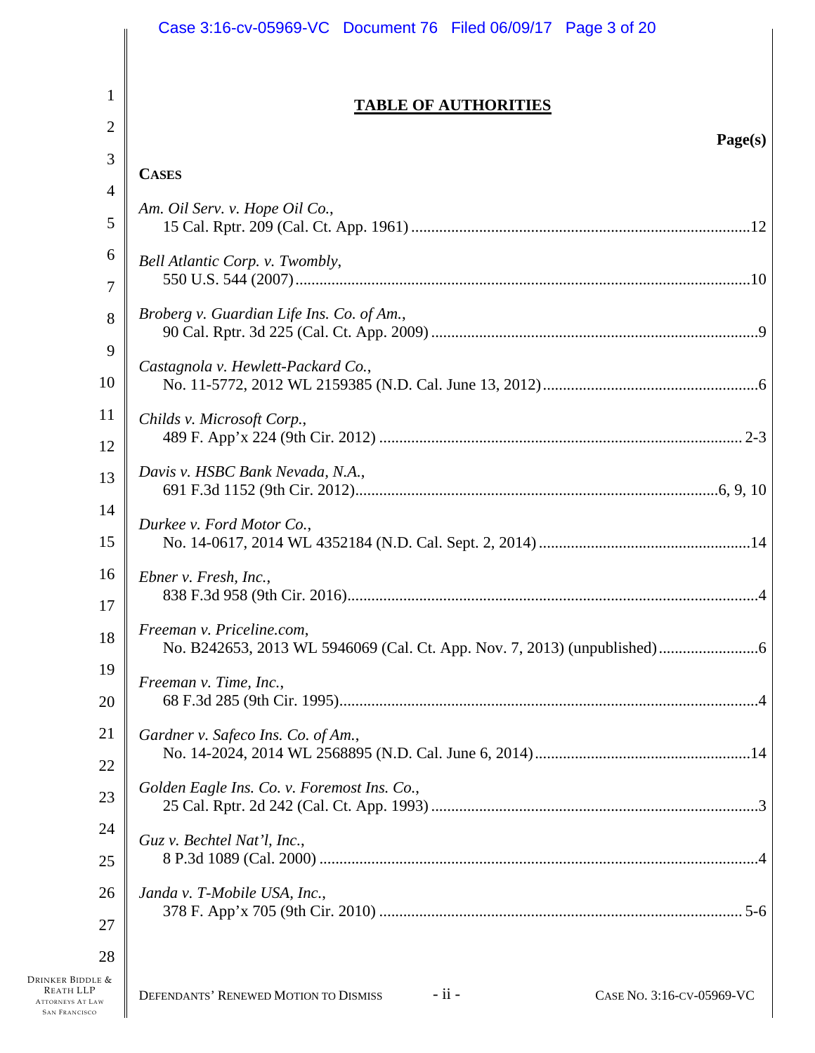## TABLE OF AUTHORITIES

**Page(s)**

**CASES**

*Am. Oil Serv. v. Hope Oil Co.*,
15 Cal. Rptr. 209 (Cal. Ct. App. 1961) .....12

*Bell Atlantic Corp. v. Twombly*,
550 U.S. 544 (2007) .....10

*Broberg v. Guardian Life Ins. Co. of Am.*,
90 Cal. Rptr. 3d 225 (Cal. Ct. App. 2009) .....9

*Castagnola v. Hewlett-Packard Co.*,
No. 11-5772, 2012 WL 2159385 (N.D. Cal. June 13, 2012) .....6

*Childs v. Microsoft Corp.*,
489 F. App'x 224 (9th Cir. 2012) ..... 2-3

*Davis v. HSBC Bank Nevada, N.A.*,
691 F.3d 1152 (9th Cir. 2012) .....6, 9, 10

*Durkee v. Ford Motor Co.*,
No. 14-0617, 2014 WL 4352184 (N.D. Cal. Sept. 2, 2014) .....14

*Ebner v. Fresh, Inc.*,
838 F.3d 958 (9th Cir. 2016) .....4

*Freeman v. Priceline.com*,
No. B242653, 2013 WL 5946069 (Cal. Ct. App. Nov. 7, 2013) (unpublished) .....6

*Freeman v. Time, Inc.*,
68 F.3d 285 (9th Cir. 1995) .....4

*Gardner v. Safeco Ins. Co. of Am.*,
No. 14-2024, 2014 WL 2568895 (N.D. Cal. June 6, 2014) .....14

*Golden Eagle Ins. Co. v. Foremost Ins. Co.*,
25 Cal. Rptr. 2d 242 (Cal. Ct. App. 1993) .....3

*Guz v. Bechtel Nat'l, Inc.*,
8 P.3d 1089 (Cal. 2000) .....4

*Janda v. T-Mobile USA, Inc.*,
378 F. App'x 705 (9th Cir. 2010) ..... 5-6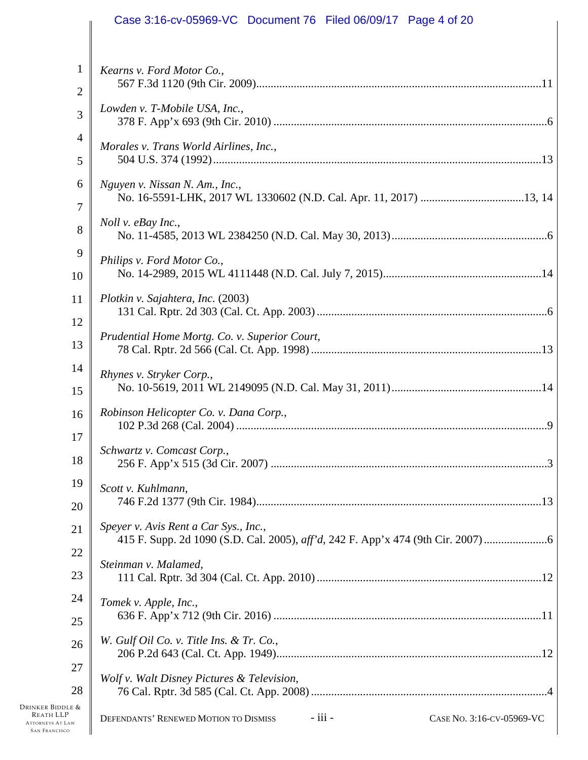*Kearns v. Ford Motor Co.*,
567 F.3d 1120 (9th Cir. 2009)....................................................................................................11

*Lowden v. T-Mobile USA, Inc.*,
378 F. App'x 693 (9th Cir. 2010) ..............................................................................................6

*Morales v. Trans World Airlines, Inc.*,
504 U.S. 374 (1992)....................................................................................................................13

*Nguyen v. Nissan N. Am., Inc.*,
No. 16-5591-LHK, 2017 WL 1330602 (N.D. Cal. Apr. 11, 2017) ....................................13, 14

*Noll v. eBay Inc.*,
No. 11-4585, 2013 WL 2384250 (N.D. Cal. May 30, 2013).....................................................6

*Philips v. Ford Motor Co.*,
No. 14-2989, 2015 WL 4111448 (N.D. Cal. July 7, 2015).......................................................14

*Plotkin v. Sajahtera, Inc.* (2003)
131 Cal. Rptr. 2d 303 (Cal. Ct. App. 2003) ................................................................................6

*Prudential Home Mortg. Co. v. Superior Court*,
78 Cal. Rptr. 2d 566 (Cal. Ct. App. 1998) ................................................................................13

*Rhynes v. Stryker Corp.*,
No. 10-5619, 2011 WL 2149095 (N.D. Cal. May 31, 2011)....................................................14

*Robinson Helicopter Co. v. Dana Corp.*,
102 P.3d 268 (Cal. 2004) ............................................................................................................9

*Schwartz v. Comcast Corp.*,
256 F. App'x 515 (3d Cir. 2007) ................................................................................................3

*Scott v. Kuhlmann*,
746 F.2d 1377 (9th Cir. 1984)....................................................................................................13

*Speyer v. Avis Rent a Car Sys., Inc.*,
415 F. Supp. 2d 1090 (S.D. Cal. 2005), *aff'd*, 242 F. App'x 474 (9th Cir. 2007) ......................6

*Steinman v. Malamed*,
111 Cal. Rptr. 3d 304 (Cal. Ct. App. 2010) ..............................................................................12

*Tomek v. Apple, Inc.*,
636 F. App'x 712 (9th Cir. 2016) ..............................................................................................11

*W. Gulf Oil Co. v. Title Ins. & Tr. Co.*,
206 P.2d 643 (Cal. Ct. App. 1949).............................................................................................12

*Wolf v. Walt Disney Pictures & Television*,
76 Cal. Rptr. 3d 585 (Cal. Ct. App. 2008) ..................................................................................4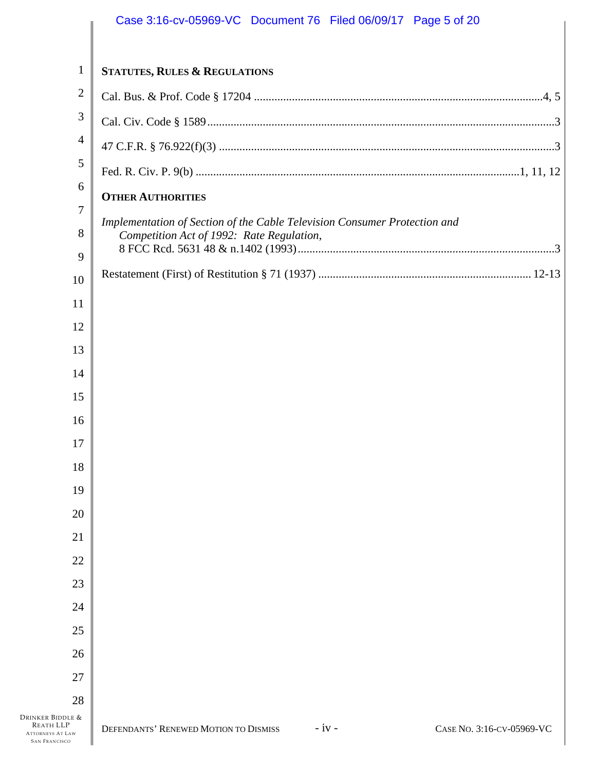**STATUTES, RULES & REGULATIONS**

Cal. Bus. & Prof. Code § 17204 ....................................................................................................4, 5

Cal. Civ. Code § 1589 ....................................................................................................................3

47 C.F.R. § 76.922(f)(3) ...............................................................................................................3

Fed. R. Civ. P. 9(b) ...........................................................................................................1, 11, 12

**OTHER AUTHORITIES**

*Implementation of Section of the Cable Television Consumer Protection and Competition Act of 1992: Rate Regulation*, 8 FCC Rcd. 5631 48 & n.1402 (1993) ..................................................................................3

Restatement (First) of Restitution § 71 (1937) .................................................................. 12-13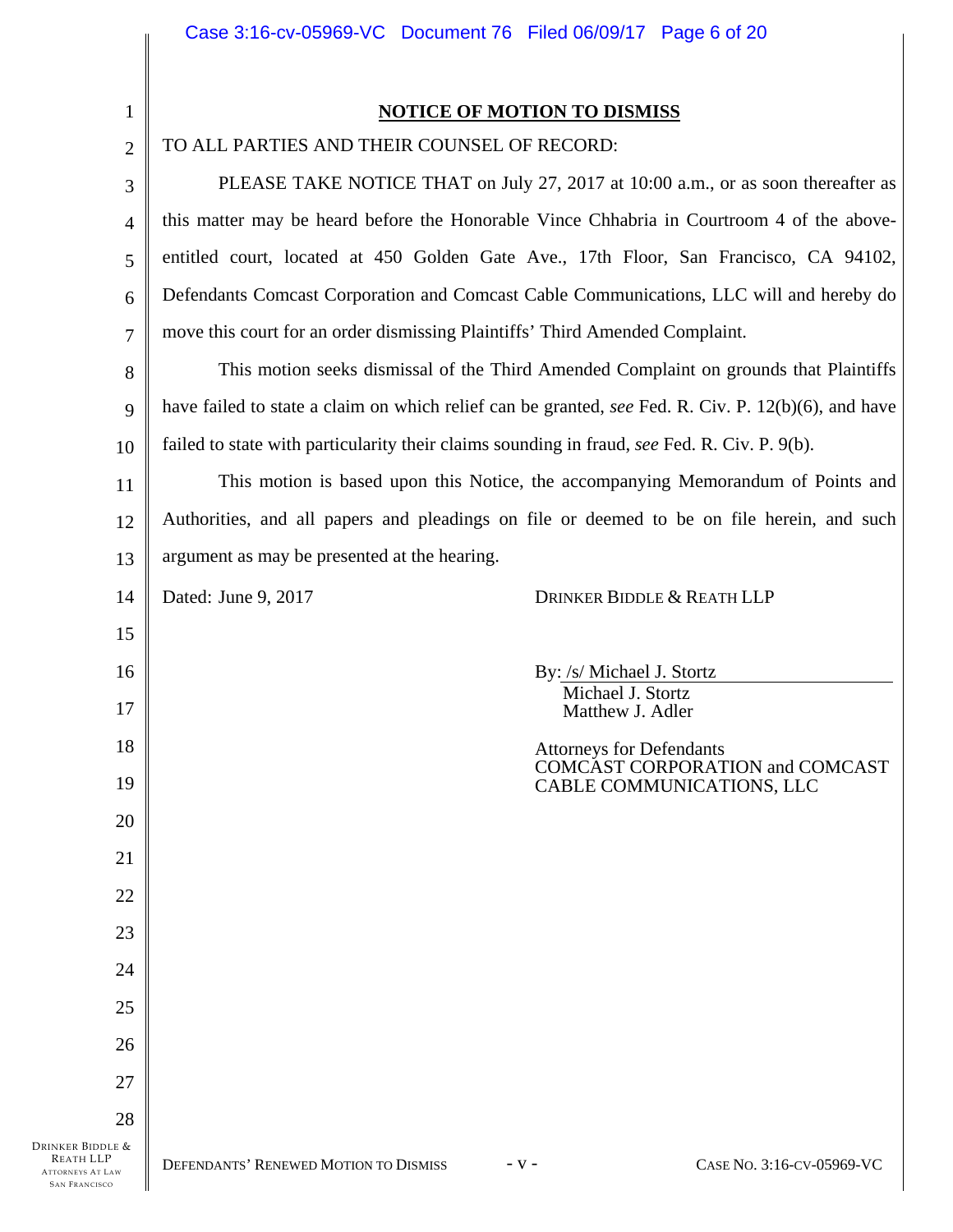# NOTICE OF MOTION TO DISMISS

TO ALL PARTIES AND THEIR COUNSEL OF RECORD:

PLEASE TAKE NOTICE THAT on July 27, 2017 at 10:00 a.m., or as soon thereafter as this matter may be heard before the Honorable Vince Chhabria in Courtroom 4 of the above-entitled court, located at 450 Golden Gate Ave., 17th Floor, San Francisco, CA 94102, Defendants Comcast Corporation and Comcast Cable Communications, LLC will and hereby do move this court for an order dismissing Plaintiffs' Third Amended Complaint.

This motion seeks dismissal of the Third Amended Complaint on grounds that Plaintiffs have failed to state a claim on which relief can be granted, *see* Fed. R. Civ. P. 12(b)(6), and have failed to state with particularity their claims sounding in fraud, *see* Fed. R. Civ. P. 9(b).

This motion is based upon this Notice, the accompanying Memorandum of Points and Authorities, and all papers and pleadings on file or deemed to be on file herein, and such argument as may be presented at the hearing.

Dated: June 9, 2017

DRINKER BIDDLE & REATH LLP

By: /s/ Michael J. Stortz
Michael J. Stortz
Matthew J. Adler

Attorneys for Defendants
COMCAST CORPORATION and COMCAST CABLE COMMUNICATIONS, LLC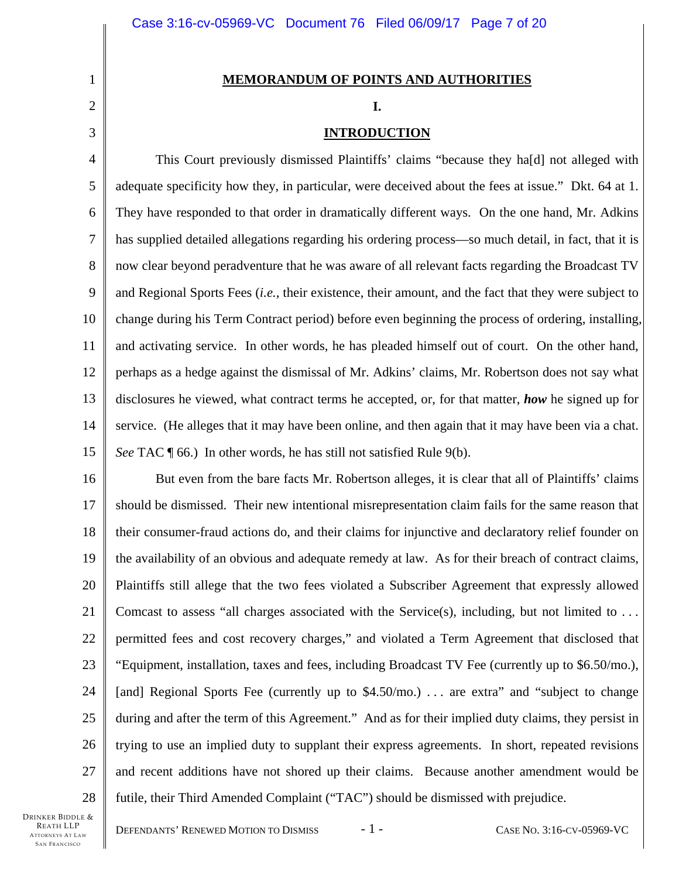# MEMORANDUM OF POINTS AND AUTHORITIES

## I.

## INTRODUCTION

This Court previously dismissed Plaintiffs' claims "because they ha[d] not alleged with adequate specificity how they, in particular, were deceived about the fees at issue." Dkt. 64 at 1. They have responded to that order in dramatically different ways. On the one hand, Mr. Adkins has supplied detailed allegations regarding his ordering process—so much detail, in fact, that it is now clear beyond peradventure that he was aware of all relevant facts regarding the Broadcast TV and Regional Sports Fees (*i.e.*, their existence, their amount, and the fact that they were subject to change during his Term Contract period) before even beginning the process of ordering, installing, and activating service. In other words, he has pleaded himself out of court. On the other hand, perhaps as a hedge against the dismissal of Mr. Adkins' claims, Mr. Robertson does not say what disclosures he viewed, what contract terms he accepted, or, for that matter, ***how*** he signed up for service. (He alleges that it may have been online, and then again that it may have been via a chat. *See* TAC ¶ 66.) In other words, he has still not satisfied Rule 9(b).

But even from the bare facts Mr. Robertson alleges, it is clear that all of Plaintiffs' claims should be dismissed. Their new intentional misrepresentation claim fails for the same reason that their consumer-fraud actions do, and their claims for injunctive and declaratory relief founder on the availability of an obvious and adequate remedy at law. As for their breach of contract claims, Plaintiffs still allege that the two fees violated a Subscriber Agreement that expressly allowed Comcast to assess "all charges associated with the Service(s), including, but not limited to . . . permitted fees and cost recovery charges," and violated a Term Agreement that disclosed that "Equipment, installation, taxes and fees, including Broadcast TV Fee (currently up to $6.50/mo.), [and] Regional Sports Fee (currently up to $4.50/mo.) . . . are extra" and "subject to change during and after the term of this Agreement." And as for their implied duty claims, they persist in trying to use an implied duty to supplant their express agreements. In short, repeated revisions and recent additions have not shored up their claims. Because another amendment would be futile, their Third Amended Complaint ("TAC") should be dismissed with prejudice.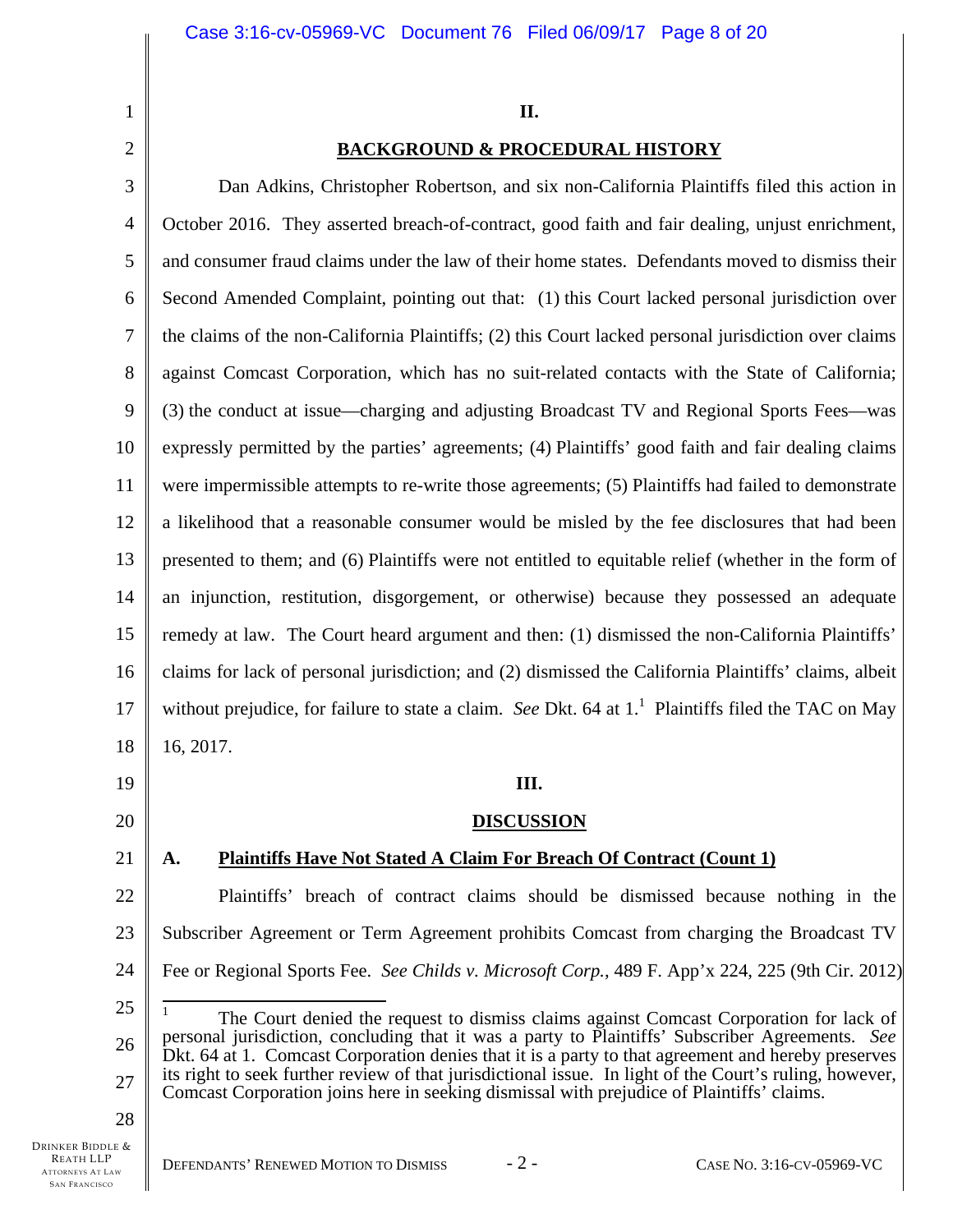## II.

## BACKGROUND & PROCEDURAL HISTORY

Dan Adkins, Christopher Robertson, and six non-California Plaintiffs filed this action in October 2016. They asserted breach-of-contract, good faith and fair dealing, unjust enrichment, and consumer fraud claims under the law of their home states. Defendants moved to dismiss their Second Amended Complaint, pointing out that: (1) this Court lacked personal jurisdiction over the claims of the non-California Plaintiffs; (2) this Court lacked personal jurisdiction over claims against Comcast Corporation, which has no suit-related contacts with the State of California; (3) the conduct at issue—charging and adjusting Broadcast TV and Regional Sports Fees—was expressly permitted by the parties' agreements; (4) Plaintiffs' good faith and fair dealing claims were impermissible attempts to re-write those agreements; (5) Plaintiffs had failed to demonstrate a likelihood that a reasonable consumer would be misled by the fee disclosures that had been presented to them; and (6) Plaintiffs were not entitled to equitable relief (whether in the form of an injunction, restitution, disgorgement, or otherwise) because they possessed an adequate remedy at law. The Court heard argument and then: (1) dismissed the non-California Plaintiffs' claims for lack of personal jurisdiction; and (2) dismissed the California Plaintiffs' claims, albeit without prejudice, for failure to state a claim. *See* Dkt. 64 at 1.[1] Plaintiffs filed the TAC on May 16, 2017.

## III.

## DISCUSSION

### A. Plaintiffs Have Not Stated A Claim For Breach Of Contract (Count 1)

Plaintiffs' breach of contract claims should be dismissed because nothing in the Subscriber Agreement or Term Agreement prohibits Comcast from charging the Broadcast TV Fee or Regional Sports Fee. *See Childs v. Microsoft Corp.*, 489 F. App'x 224, 225 (9th Cir. 2012)

---

[1] The Court denied the request to dismiss claims against Comcast Corporation for lack of personal jurisdiction, concluding that it was a party to Plaintiffs' Subscriber Agreements. *See* Dkt. 64 at 1. Comcast Corporation denies that it is a party to that agreement and hereby preserves its right to seek further review of that jurisdictional issue. In light of the Court's ruling, however, Comcast Corporation joins here in seeking dismissal with prejudice of Plaintiffs' claims.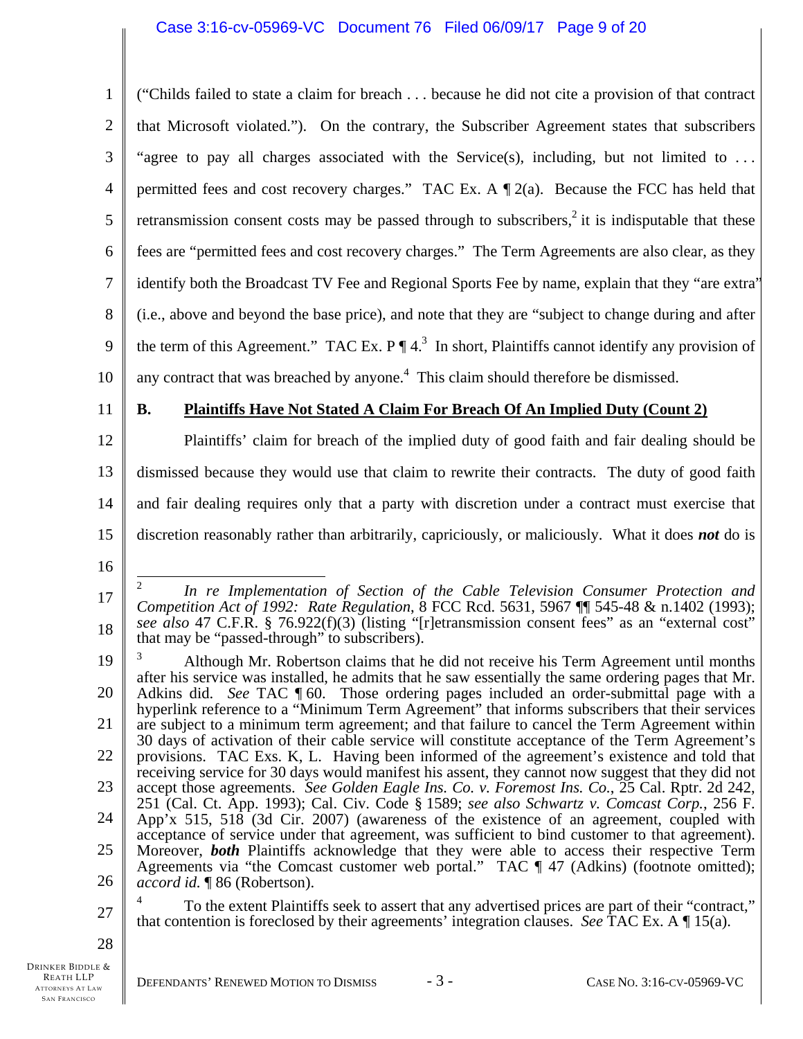("Childs failed to state a claim for breach . . . because he did not cite a provision of that contract that Microsoft violated."). On the contrary, the Subscriber Agreement states that subscribers "agree to pay all charges associated with the Service(s), including, but not limited to . . . permitted fees and cost recovery charges." TAC Ex. A ¶ 2(a). Because the FCC has held that retransmission consent costs may be passed through to subscribers,[2] it is indisputable that these fees are "permitted fees and cost recovery charges." The Term Agreements are also clear, as they identify both the Broadcast TV Fee and Regional Sports Fee by name, explain that they "are extra" (i.e., above and beyond the base price), and note that they are "subject to change during and after the term of this Agreement." TAC Ex. P ¶ 4.[3] In short, Plaintiffs cannot identify any provision of any contract that was breached by anyone.[4] This claim should therefore be dismissed.

## B. Plaintiffs Have Not Stated A Claim For Breach Of An Implied Duty (Count 2)

Plaintiffs' claim for breach of the implied duty of good faith and fair dealing should be dismissed because they would use that claim to rewrite their contracts. The duty of good faith and fair dealing requires only that a party with discretion under a contract must exercise that discretion reasonably rather than arbitrarily, capriciously, or maliciously. What it does ***not*** do is

---

[2] *In re Implementation of Section of the Cable Television Consumer Protection and Competition Act of 1992: Rate Regulation*, 8 FCC Rcd. 5631, 5967 ¶¶ 545-48 & n.1402 (1993); *see also* 47 C.F.R. § 76.922(f)(3) (listing "[r]etransmission consent fees" as an "external cost" that may be "passed-through" to subscribers).

[3] Although Mr. Robertson claims that he did not receive his Term Agreement until months after his service was installed, he admits that he saw essentially the same ordering pages that Mr. Adkins did. *See* TAC ¶ 60. Those ordering pages included an order-submittal page with a hyperlink reference to a "Minimum Term Agreement" that informs subscribers that their services are subject to a minimum term agreement; and that failure to cancel the Term Agreement within 30 days of activation of their cable service will constitute acceptance of the Term Agreement's provisions. TAC Exs. K, L. Having been informed of the agreement's existence and told that receiving service for 30 days would manifest his assent, they cannot now suggest that they did not accept those agreements. *See Golden Eagle Ins. Co. v. Foremost Ins. Co.*, 25 Cal. Rptr. 2d 242, 251 (Cal. Ct. App. 1993); Cal. Civ. Code § 1589; *see also Schwartz v. Comcast Corp.*, 256 F. App'x 515, 518 (3d Cir. 2007) (awareness of the existence of an agreement, coupled with acceptance of service under that agreement, was sufficient to bind customer to that agreement). Moreover, ***both*** Plaintiffs acknowledge that they were able to access their respective Term Agreements via "the Comcast customer web portal." TAC ¶ 47 (Adkins) (footnote omitted); *accord id.* ¶ 86 (Robertson).

[4] To the extent Plaintiffs seek to assert that any advertised prices are part of their "contract," that contention is foreclosed by their agreements' integration clauses. *See* TAC Ex. A ¶ 15(a).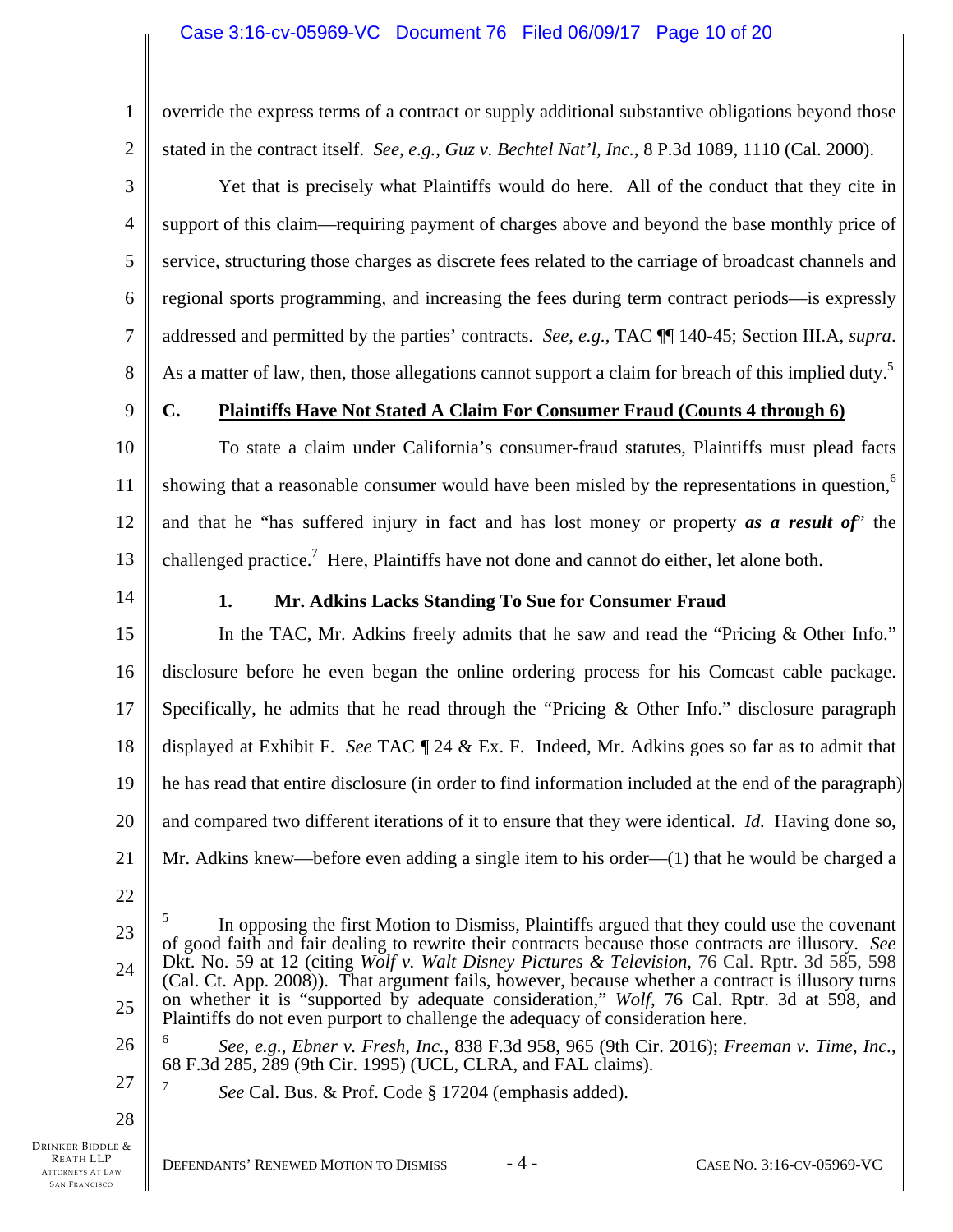override the express terms of a contract or supply additional substantive obligations beyond those stated in the contract itself. *See, e.g.*, *Guz v. Bechtel Nat'l, Inc.*, 8 P.3d 1089, 1110 (Cal. 2000).

Yet that is precisely what Plaintiffs would do here. All of the conduct that they cite in support of this claim—requiring payment of charges above and beyond the base monthly price of service, structuring those charges as discrete fees related to the carriage of broadcast channels and regional sports programming, and increasing the fees during term contract periods—is expressly addressed and permitted by the parties' contracts. *See, e.g.*, TAC ¶¶ 140-45; Section III.A, *supra*. As a matter of law, then, those allegations cannot support a claim for breach of this implied duty.[5]

## C. Plaintiffs Have Not Stated A Claim For Consumer Fraud (Counts 4 through 6)

To state a claim under California's consumer-fraud statutes, Plaintiffs must plead facts showing that a reasonable consumer would have been misled by the representations in question,[6] and that he "has suffered injury in fact and has lost money or property ***as a result of***" the challenged practice.[7] Here, Plaintiffs have not done and cannot do either, let alone both.

### 1. Mr. Adkins Lacks Standing To Sue for Consumer Fraud

In the TAC, Mr. Adkins freely admits that he saw and read the "Pricing & Other Info." disclosure before he even began the online ordering process for his Comcast cable package. Specifically, he admits that he read through the "Pricing & Other Info." disclosure paragraph displayed at Exhibit F. *See* TAC ¶ 24 & Ex. F. Indeed, Mr. Adkins goes so far as to admit that he has read that entire disclosure (in order to find information included at the end of the paragraph) and compared two different iterations of it to ensure that they were identical. *Id.* Having done so, Mr. Adkins knew—before even adding a single item to his order—(1) that he would be charged a

---

[5] In opposing the first Motion to Dismiss, Plaintiffs argued that they could use the covenant of good faith and fair dealing to rewrite their contracts because those contracts are illusory. *See* Dkt. No. 59 at 12 (citing *Wolf v. Walt Disney Pictures & Television*, 76 Cal. Rptr. 3d 585, 598 (Cal. Ct. App. 2008)). That argument fails, however, because whether a contract is illusory turns on whether it is "supported by adequate consideration," *Wolf*, 76 Cal. Rptr. 3d at 598, and Plaintiffs do not even purport to challenge the adequacy of consideration here.

[6] *See, e.g.*, *Ebner v. Fresh, Inc.*, 838 F.3d 958, 965 (9th Cir. 2016); *Freeman v. Time, Inc.*, 68 F.3d 285, 289 (9th Cir. 1995) (UCL, CLRA, and FAL claims).

[7] *See* Cal. Bus. & Prof. Code § 17204 (emphasis added).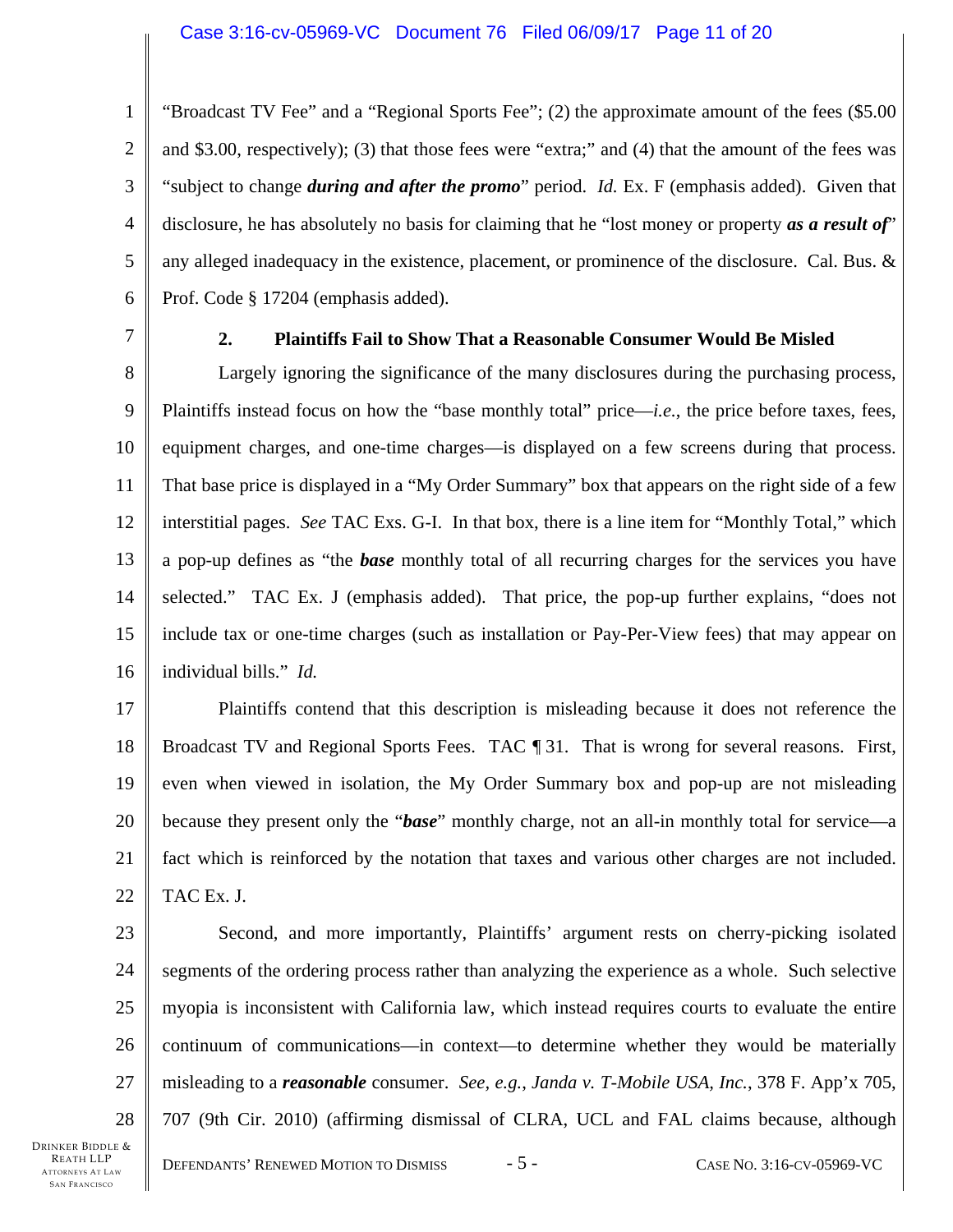"Broadcast TV Fee" and a "Regional Sports Fee"; (2) the approximate amount of the fees ($5.00 and $3.00, respectively); (3) that those fees were "extra;" and (4) that the amount of the fees was "subject to change ***during and after the promo***" period. *Id.* Ex. F (emphasis added). Given that disclosure, he has absolutely no basis for claiming that he "lost money or property ***as a result of***" any alleged inadequacy in the existence, placement, or prominence of the disclosure. Cal. Bus. & Prof. Code § 17204 (emphasis added).

**2. Plaintiffs Fail to Show That a Reasonable Consumer Would Be Misled**

Largely ignoring the significance of the many disclosures during the purchasing process, Plaintiffs instead focus on how the "base monthly total" price—*i.e.*, the price before taxes, fees, equipment charges, and one-time charges—is displayed on a few screens during that process. That base price is displayed in a "My Order Summary" box that appears on the right side of a few interstitial pages. *See* TAC Exs. G-I. In that box, there is a line item for "Monthly Total," which a pop-up defines as "the ***base*** monthly total of all recurring charges for the services you have selected." TAC Ex. J (emphasis added). That price, the pop-up further explains, "does not include tax or one-time charges (such as installation or Pay-Per-View fees) that may appear on individual bills." *Id.*

Plaintiffs contend that this description is misleading because it does not reference the Broadcast TV and Regional Sports Fees. TAC ¶ 31. That is wrong for several reasons. First, even when viewed in isolation, the My Order Summary box and pop-up are not misleading because they present only the "***base***" monthly charge, not an all-in monthly total for service—a fact which is reinforced by the notation that taxes and various other charges are not included. TAC Ex. J.

Second, and more importantly, Plaintiffs' argument rests on cherry-picking isolated segments of the ordering process rather than analyzing the experience as a whole. Such selective myopia is inconsistent with California law, which instead requires courts to evaluate the entire continuum of communications—in context—to determine whether they would be materially misleading to a ***reasonable*** consumer. *See, e.g.*, *Janda v. T-Mobile USA, Inc.*, 378 F. App'x 705, 707 (9th Cir. 2010) (affirming dismissal of CLRA, UCL and FAL claims because, although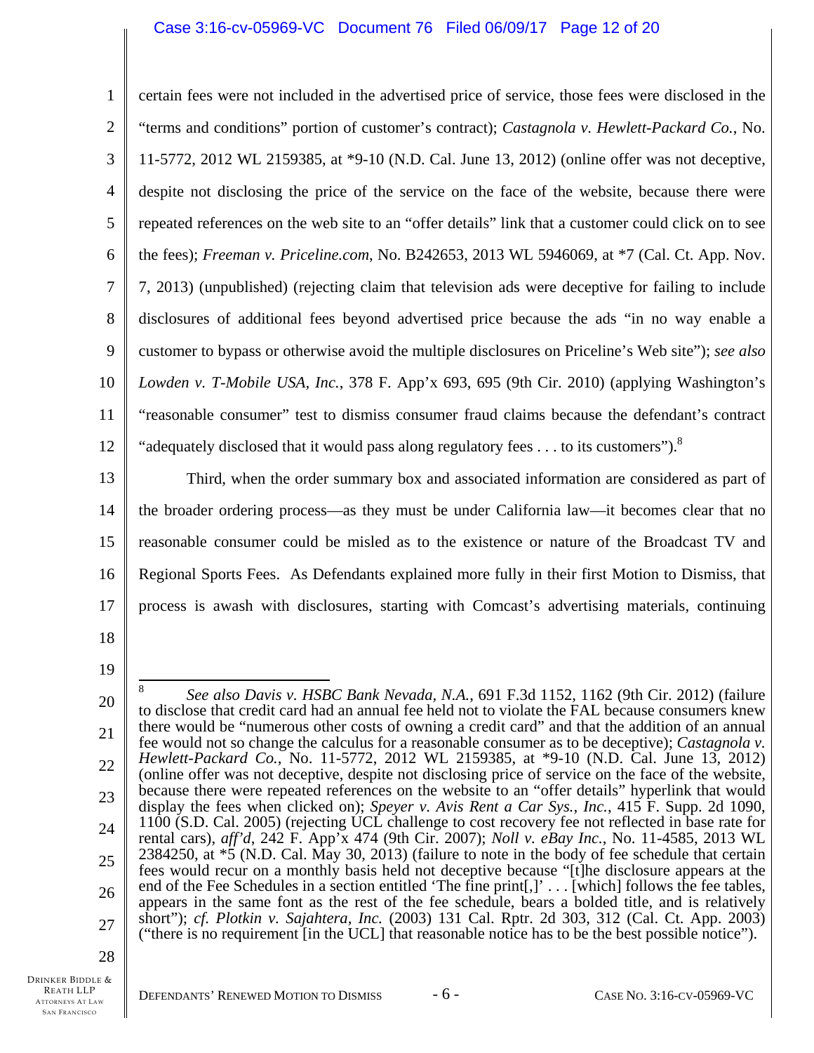certain fees were not included in the advertised price of service, those fees were disclosed in the "terms and conditions" portion of customer's contract); *Castagnola v. Hewlett-Packard Co.*, No. 11-5772, 2012 WL 2159385, at *9-10 (N.D. Cal. June 13, 2012) (online offer was not deceptive, despite not disclosing the price of the service on the face of the website, because there were repeated references on the web site to an "offer details" link that a customer could click on to see the fees); *Freeman v. Priceline.com*, No. B242653, 2013 WL 5946069, at *7 (Cal. Ct. App. Nov. 7, 2013) (unpublished) (rejecting claim that television ads were deceptive for failing to include disclosures of additional fees beyond advertised price because the ads "in no way enable a customer to bypass or otherwise avoid the multiple disclosures on Priceline's Web site"); *see also Lowden v. T-Mobile USA, Inc.*, 378 F. App'x 693, 695 (9th Cir. 2010) (applying Washington's "reasonable consumer" test to dismiss consumer fraud claims because the defendant's contract "adequately disclosed that it would pass along regulatory fees . . . to its customers").[8]

Third, when the order summary box and associated information are considered as part of the broader ordering process—as they must be under California law—it becomes clear that no reasonable consumer could be misled as to the existence or nature of the Broadcast TV and Regional Sports Fees. As Defendants explained more fully in their first Motion to Dismiss, that process is awash with disclosures, starting with Comcast's advertising materials, continuing

---

[8] *See also Davis v. HSBC Bank Nevada, N.A.*, 691 F.3d 1152, 1162 (9th Cir. 2012) (failure to disclose that credit card had an annual fee held not to violate the FAL because consumers knew there would be "numerous other costs of owning a credit card" and that the addition of an annual fee would not so change the calculus for a reasonable consumer as to be deceptive); *Castagnola v. Hewlett-Packard Co.*, No. 11-5772, 2012 WL 2159385, at *9-10 (N.D. Cal. June 13, 2012) (online offer was not deceptive, despite not disclosing price of service on the face of the website, because there were repeated references on the website to an "offer details" hyperlink that would display the fees when clicked on); *Speyer v. Avis Rent a Car Sys., Inc.*, 415 F. Supp. 2d 1090, 1100 (S.D. Cal. 2005) (rejecting UCL challenge to cost recovery fee not reflected in base rate for rental cars), *aff'd*, 242 F. App'x 474 (9th Cir. 2007); *Noll v. eBay Inc.*, No. 11-4585, 2013 WL 2384250, at *5 (N.D. Cal. May 30, 2013) (failure to note in the body of fee schedule that certain fees would recur on a monthly basis held not deceptive because "[t]he disclosure appears at the end of the Fee Schedules in a section entitled 'The fine print[,]' . . . [which] follows the fee tables, appears in the same font as the rest of the fee schedule, bears a bolded title, and is relatively short"); *cf. Plotkin v. Sajahtera, Inc.* (2003) 131 Cal. Rptr. 2d 303, 312 (Cal. Ct. App. 2003) ("there is no requirement [in the UCL] that reasonable notice has to be the best possible notice").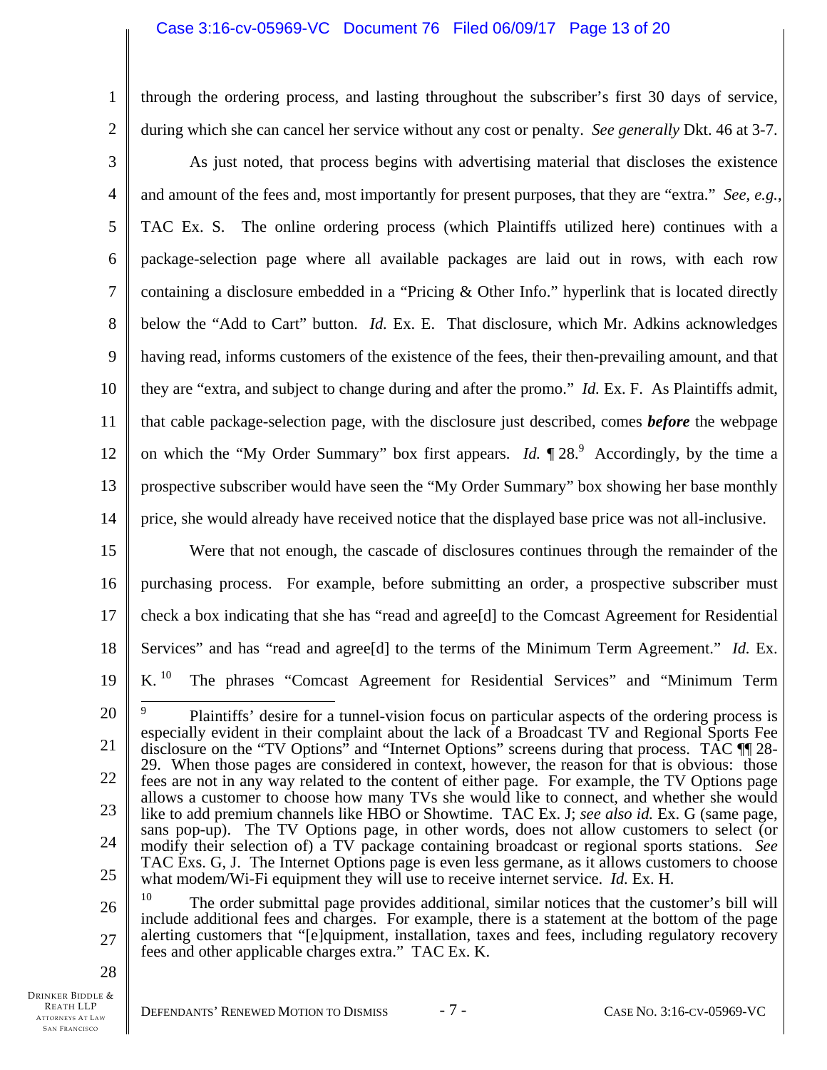through the ordering process, and lasting throughout the subscriber's first 30 days of service, during which she can cancel her service without any cost or penalty. *See generally* Dkt. 46 at 3-7.

As just noted, that process begins with advertising material that discloses the existence and amount of the fees and, most importantly for present purposes, that they are "extra." *See, e.g.,* TAC Ex. S. The online ordering process (which Plaintiffs utilized here) continues with a package-selection page where all available packages are laid out in rows, with each row containing a disclosure embedded in a "Pricing & Other Info." hyperlink that is located directly below the "Add to Cart" button. *Id.* Ex. E. That disclosure, which Mr. Adkins acknowledges having read, informs customers of the existence of the fees, their then-prevailing amount, and that they are "extra, and subject to change during and after the promo." *Id.* Ex. F. As Plaintiffs admit, that cable package-selection page, with the disclosure just described, comes ***before*** the webpage on which the "My Order Summary" box first appears. *Id.* ¶ 28.[9] Accordingly, by the time a prospective subscriber would have seen the "My Order Summary" box showing her base monthly price, she would already have received notice that the displayed base price was not all-inclusive.

Were that not enough, the cascade of disclosures continues through the remainder of the purchasing process. For example, before submitting an order, a prospective subscriber must check a box indicating that she has "read and agree[d] to the Comcast Agreement for Residential Services" and has "read and agree[d] to the terms of the Minimum Term Agreement." *Id.* Ex. K.[10] The phrases "Comcast Agreement for Residential Services" and "Minimum Term

---

[9] Plaintiffs' desire for a tunnel-vision focus on particular aspects of the ordering process is especially evident in their complaint about the lack of a Broadcast TV and Regional Sports Fee disclosure on the "TV Options" and "Internet Options" screens during that process. TAC ¶¶ 28-29. When those pages are considered in context, however, the reason for that is obvious: those fees are not in any way related to the content of either page. For example, the TV Options page allows a customer to choose how many TVs she would like to connect, and whether she would like to add premium channels like HBO or Showtime. TAC Ex. J; *see also id.* Ex. G (same page, sans pop-up). The TV Options page, in other words, does not allow customers to select (or modify their selection of) a TV package containing broadcast or regional sports stations. *See* TAC Exs. G, J. The Internet Options page is even less germane, as it allows customers to choose what modem/Wi-Fi equipment they will use to receive internet service. *Id.* Ex. H.

[10] The order submittal page provides additional, similar notices that the customer's bill will include additional fees and charges. For example, there is a statement at the bottom of the page alerting customers that "[e]quipment, installation, taxes and fees, including regulatory recovery fees and other applicable charges extra." TAC Ex. K.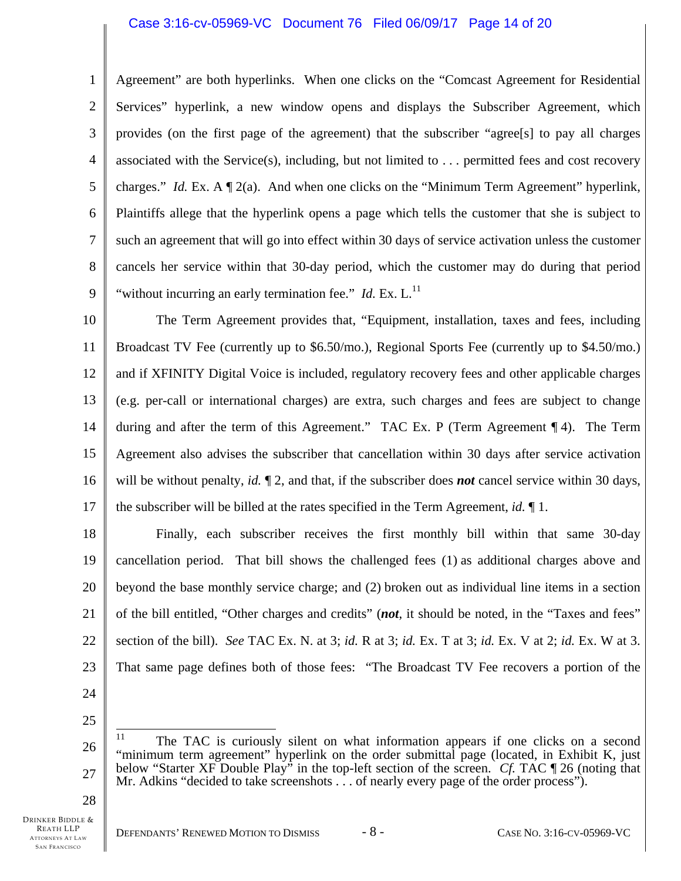Agreement" are both hyperlinks. When one clicks on the "Comcast Agreement for Residential Services" hyperlink, a new window opens and displays the Subscriber Agreement, which provides (on the first page of the agreement) that the subscriber "agree[s] to pay all charges associated with the Service(s), including, but not limited to . . . permitted fees and cost recovery charges." *Id.* Ex. A ¶ 2(a). And when one clicks on the "Minimum Term Agreement" hyperlink, Plaintiffs allege that the hyperlink opens a page which tells the customer that she is subject to such an agreement that will go into effect within 30 days of service activation unless the customer cancels her service within that 30-day period, which the customer may do during that period "without incurring an early termination fee." *Id.* Ex. L.[11]

The Term Agreement provides that, "Equipment, installation, taxes and fees, including Broadcast TV Fee (currently up to $6.50/mo.), Regional Sports Fee (currently up to $4.50/mo.) and if XFINITY Digital Voice is included, regulatory recovery fees and other applicable charges (e.g. per-call or international charges) are extra, such charges and fees are subject to change during and after the term of this Agreement." TAC Ex. P (Term Agreement ¶ 4). The Term Agreement also advises the subscriber that cancellation within 30 days after service activation will be without penalty, *id.* ¶ 2, and that, if the subscriber does ***not*** cancel service within 30 days, the subscriber will be billed at the rates specified in the Term Agreement, *id.* ¶ 1.

Finally, each subscriber receives the first monthly bill within that same 30-day cancellation period. That bill shows the challenged fees (1) as additional charges above and beyond the base monthly service charge; and (2) broken out as individual line items in a section of the bill entitled, "Other charges and credits" (***not***, it should be noted, in the "Taxes and fees" section of the bill). *See* TAC Ex. N. at 3; *id.* R at 3; *id.* Ex. T at 3; *id.* Ex. V at 2; *id.* Ex. W at 3. That same page defines both of those fees: "The Broadcast TV Fee recovers a portion of the

---

[11] The TAC is curiously silent on what information appears if one clicks on a second "minimum term agreement" hyperlink on the order submittal page (located, in Exhibit K, just below "Starter XF Double Play" in the top-left section of the screen. *Cf.* TAC ¶ 26 (noting that Mr. Adkins "decided to take screenshots . . . of nearly every page of the order process").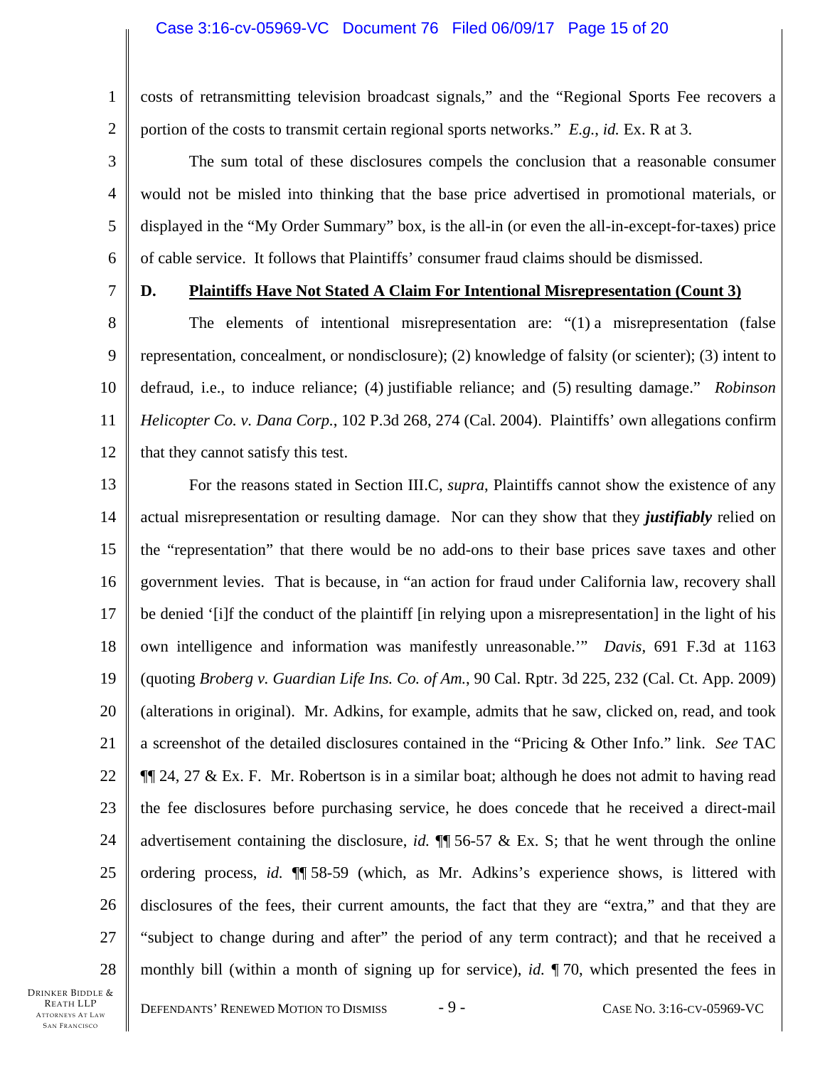costs of retransmitting television broadcast signals," and the "Regional Sports Fee recovers a portion of the costs to transmit certain regional sports networks." *E.g.*, *id.* Ex. R at 3.

The sum total of these disclosures compels the conclusion that a reasonable consumer would not be misled into thinking that the base price advertised in promotional materials, or displayed in the "My Order Summary" box, is the all-in (or even the all-in-except-for-taxes) price of cable service. It follows that Plaintiffs' consumer fraud claims should be dismissed.

### D. Plaintiffs Have Not Stated A Claim For Intentional Misrepresentation (Count 3)

The elements of intentional misrepresentation are: "(1) a misrepresentation (false representation, concealment, or nondisclosure); (2) knowledge of falsity (or scienter); (3) intent to defraud, i.e., to induce reliance; (4) justifiable reliance; and (5) resulting damage." *Robinson Helicopter Co. v. Dana Corp.*, 102 P.3d 268, 274 (Cal. 2004). Plaintiffs' own allegations confirm that they cannot satisfy this test.

For the reasons stated in Section III.C, *supra*, Plaintiffs cannot show the existence of any actual misrepresentation or resulting damage. Nor can they show that they ***justifiably*** relied on the "representation" that there would be no add-ons to their base prices save taxes and other government levies. That is because, in "an action for fraud under California law, recovery shall be denied '[i]f the conduct of the plaintiff [in relying upon a misrepresentation] in the light of his own intelligence and information was manifestly unreasonable.'" *Davis*, 691 F.3d at 1163 (quoting *Broberg v. Guardian Life Ins. Co. of Am.*, 90 Cal. Rptr. 3d 225, 232 (Cal. Ct. App. 2009) (alterations in original). Mr. Adkins, for example, admits that he saw, clicked on, read, and took a screenshot of the detailed disclosures contained in the "Pricing & Other Info." link. *See* TAC ¶¶ 24, 27 & Ex. F. Mr. Robertson is in a similar boat; although he does not admit to having read the fee disclosures before purchasing service, he does concede that he received a direct-mail advertisement containing the disclosure, *id.* ¶¶ 56-57 & Ex. S; that he went through the online ordering process, *id.* ¶¶ 58-59 (which, as Mr. Adkins's experience shows, is littered with disclosures of the fees, their current amounts, the fact that they are "extra," and that they are "subject to change during and after" the period of any term contract); and that he received a monthly bill (within a month of signing up for service), *id.* ¶ 70, which presented the fees in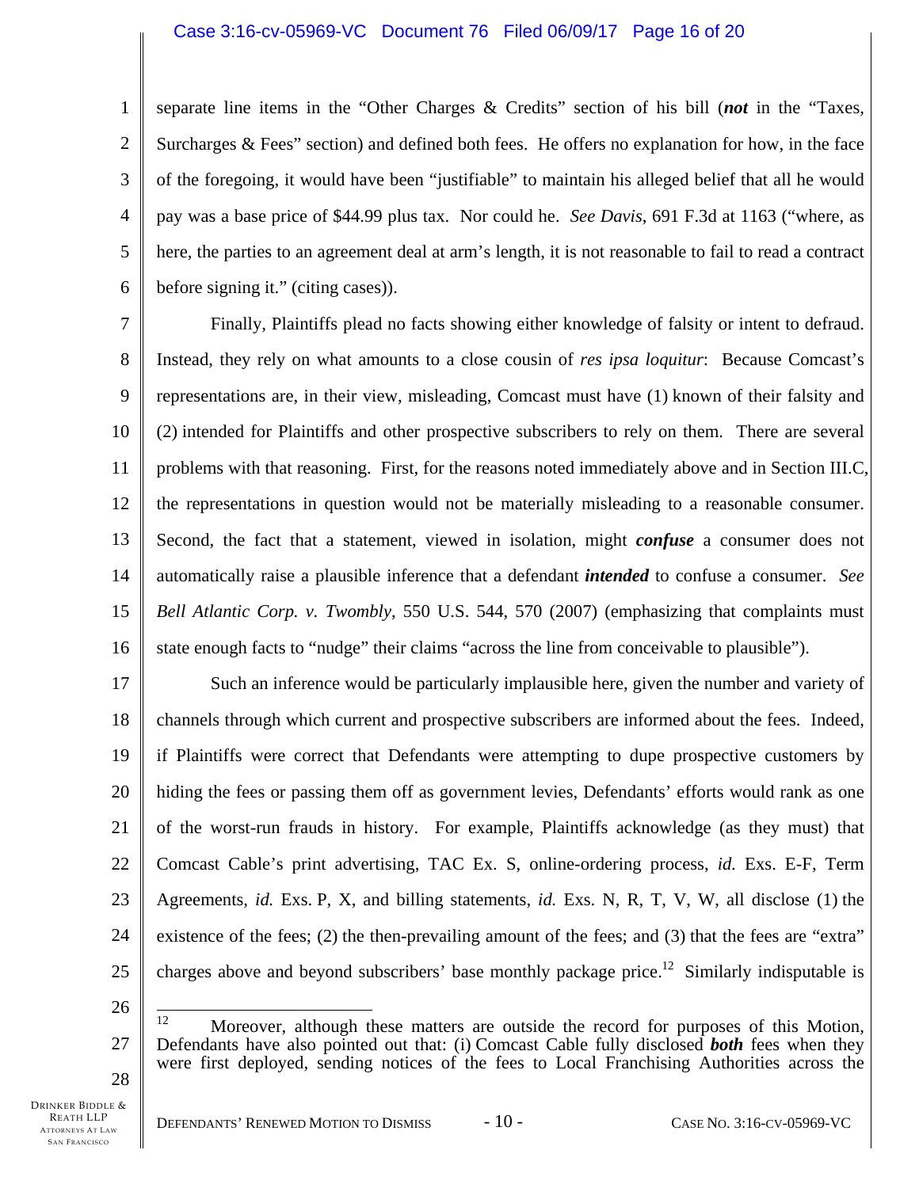separate line items in the "Other Charges & Credits" section of his bill (***not*** in the "Taxes, Surcharges & Fees" section) and defined both fees. He offers no explanation for how, in the face of the foregoing, it would have been "justifiable" to maintain his alleged belief that all he would pay was a base price of $44.99 plus tax. Nor could he. *See Davis*, 691 F.3d at 1163 ("where, as here, the parties to an agreement deal at arm's length, it is not reasonable to fail to read a contract before signing it." (citing cases)).

Finally, Plaintiffs plead no facts showing either knowledge of falsity or intent to defraud. Instead, they rely on what amounts to a close cousin of *res ipsa loquitur*: Because Comcast's representations are, in their view, misleading, Comcast must have (1) known of their falsity and (2) intended for Plaintiffs and other prospective subscribers to rely on them. There are several problems with that reasoning. First, for the reasons noted immediately above and in Section III.C, the representations in question would not be materially misleading to a reasonable consumer. Second, the fact that a statement, viewed in isolation, might ***confuse*** a consumer does not automatically raise a plausible inference that a defendant ***intended*** to confuse a consumer. *See Bell Atlantic Corp. v. Twombly*, 550 U.S. 544, 570 (2007) (emphasizing that complaints must state enough facts to "nudge" their claims "across the line from conceivable to plausible").

Such an inference would be particularly implausible here, given the number and variety of channels through which current and prospective subscribers are informed about the fees. Indeed, if Plaintiffs were correct that Defendants were attempting to dupe prospective customers by hiding the fees or passing them off as government levies, Defendants' efforts would rank as one of the worst-run frauds in history. For example, Plaintiffs acknowledge (as they must) that Comcast Cable's print advertising, TAC Ex. S, online-ordering process, *id.* Exs. E-F, Term Agreements, *id.* Exs. P, X, and billing statements, *id.* Exs. N, R, T, V, W, all disclose (1) the existence of the fees; (2) the then-prevailing amount of the fees; and (3) that the fees are "extra" charges above and beyond subscribers' base monthly package price.[12] Similarly indisputable is

---

[12] Moreover, although these matters are outside the record for purposes of this Motion, Defendants have also pointed out that: (i) Comcast Cable fully disclosed ***both*** fees when they were first deployed, sending notices of the fees to Local Franchising Authorities across the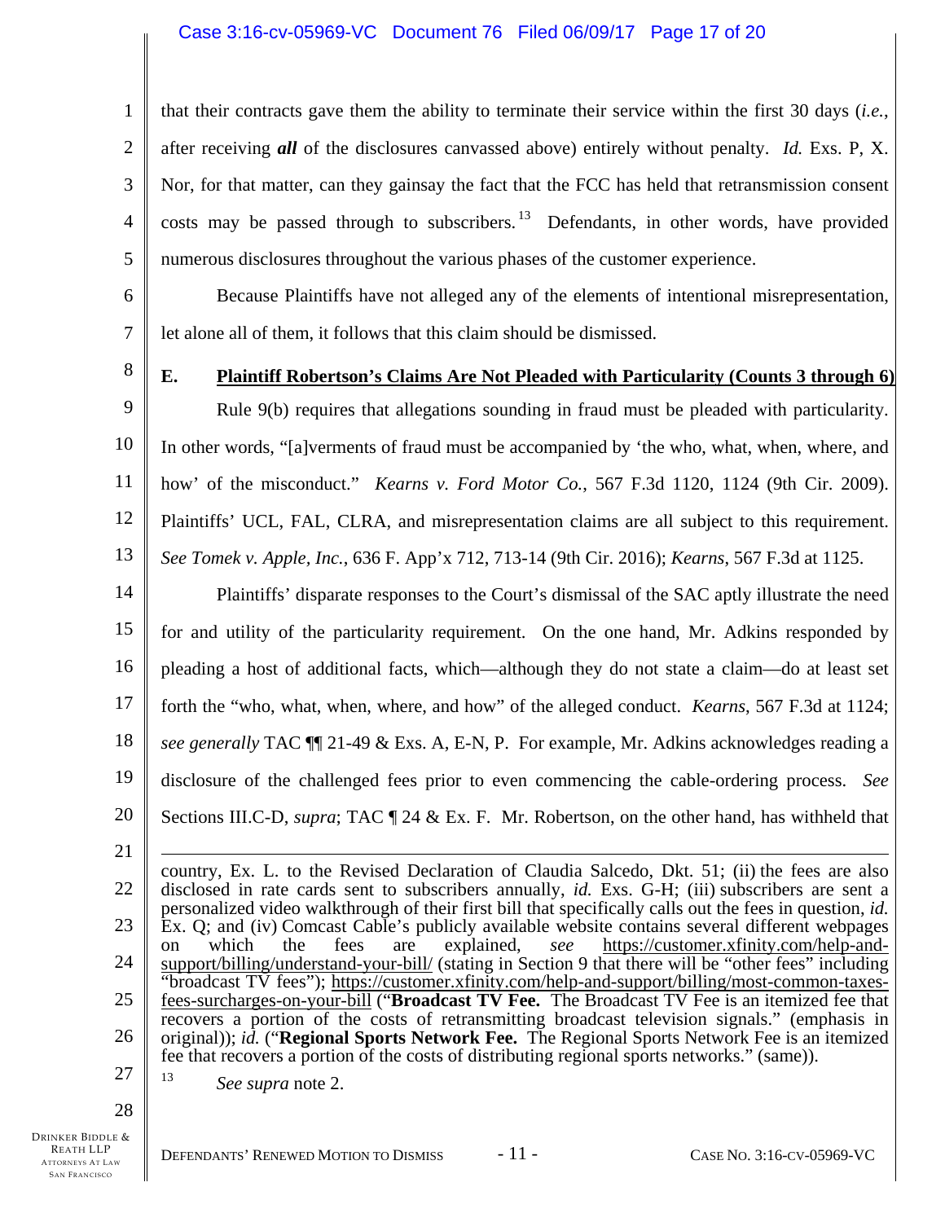that their contracts gave them the ability to terminate their service within the first 30 days (*i.e.*, after receiving ***all*** of the disclosures canvassed above) entirely without penalty. *Id.* Exs. P, X. Nor, for that matter, can they gainsay the fact that the FCC has held that retransmission consent costs may be passed through to subscribers.[13] Defendants, in other words, have provided numerous disclosures throughout the various phases of the customer experience.

Because Plaintiffs have not alleged any of the elements of intentional misrepresentation, let alone all of them, it follows that this claim should be dismissed.

### E. Plaintiff Robertson's Claims Are Not Pleaded with Particularity (Counts 3 through 6)

Rule 9(b) requires that allegations sounding in fraud must be pleaded with particularity. In other words, "[a]verments of fraud must be accompanied by 'the who, what, when, where, and how' of the misconduct." *Kearns v. Ford Motor Co.*, 567 F.3d 1120, 1124 (9th Cir. 2009). Plaintiffs' UCL, FAL, CLRA, and misrepresentation claims are all subject to this requirement. *See Tomek v. Apple, Inc.*, 636 F. App'x 712, 713-14 (9th Cir. 2016); *Kearns*, 567 F.3d at 1125.

Plaintiffs' disparate responses to the Court's dismissal of the SAC aptly illustrate the need for and utility of the particularity requirement. On the one hand, Mr. Adkins responded by pleading a host of additional facts, which—although they do not state a claim—do at least set forth the "who, what, when, where, and how" of the alleged conduct. *Kearns*, 567 F.3d at 1124; *see generally* TAC ¶¶ 21-49 & Exs. A, E-N, P. For example, Mr. Adkins acknowledges reading a disclosure of the challenged fees prior to even commencing the cable-ordering process. *See* Sections III.C-D, *supra*; TAC ¶ 24 & Ex. F. Mr. Robertson, on the other hand, has withheld that

---

country, Ex. L. to the Revised Declaration of Claudia Salcedo, Dkt. 51; (ii) the fees are also disclosed in rate cards sent to subscribers annually, *id.* Exs. G-H; (iii) subscribers are sent a personalized video walkthrough of their first bill that specifically calls out the fees in question, *id.* Ex. Q; and (iv) Comcast Cable's publicly available website contains several different webpages on which the fees are explained, *see* https://customer.xfinity.com/help-and-support/billing/understand-your-bill/ (stating in Section 9 that there will be "other fees" including "broadcast TV fees"); https://customer.xfinity.com/help-and-support/billing/most-common-taxes-fees-surcharges-on-your-bill ("**Broadcast TV Fee.** The Broadcast TV Fee is an itemized fee that recovers a portion of the costs of retransmitting broadcast television signals." (emphasis in original)); *id.* ("**Regional Sports Network Fee.** The Regional Sports Network Fee is an itemized fee that recovers a portion of the costs of distributing regional sports networks." (same)).

[13] *See supra* note 2.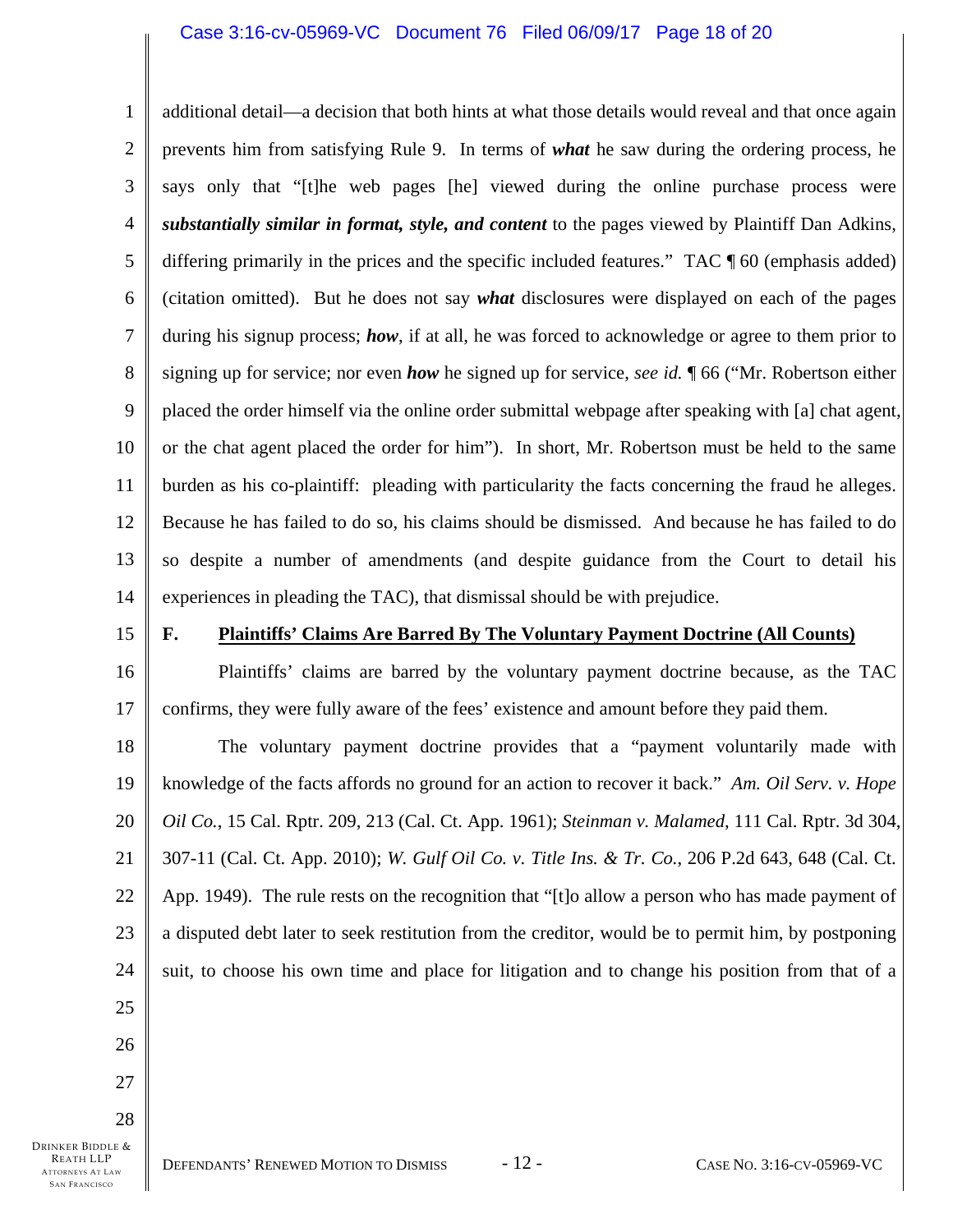additional detail—a decision that both hints at what those details would reveal and that once again prevents him from satisfying Rule 9. In terms of ***what*** he saw during the ordering process, he says only that "[t]he web pages [he] viewed during the online purchase process were ***substantially similar in format, style, and content*** to the pages viewed by Plaintiff Dan Adkins, differing primarily in the prices and the specific included features." TAC ¶ 60 (emphasis added) (citation omitted). But he does not say ***what*** disclosures were displayed on each of the pages during his signup process; ***how***, if at all, he was forced to acknowledge or agree to them prior to signing up for service; nor even ***how*** he signed up for service, *see id.* ¶ 66 ("Mr. Robertson either placed the order himself via the online order submittal webpage after speaking with [a] chat agent, or the chat agent placed the order for him"). In short, Mr. Robertson must be held to the same burden as his co-plaintiff: pleading with particularity the facts concerning the fraud he alleges. Because he has failed to do so, his claims should be dismissed. And because he has failed to do so despite a number of amendments (and despite guidance from the Court to detail his experiences in pleading the TAC), that dismissal should be with prejudice.

### F. Plaintiffs' Claims Are Barred By The Voluntary Payment Doctrine (All Counts)

Plaintiffs' claims are barred by the voluntary payment doctrine because, as the TAC confirms, they were fully aware of the fees' existence and amount before they paid them.

The voluntary payment doctrine provides that a "payment voluntarily made with knowledge of the facts affords no ground for an action to recover it back." *Am. Oil Serv. v. Hope Oil Co.*, 15 Cal. Rptr. 209, 213 (Cal. Ct. App. 1961); *Steinman v. Malamed*, 111 Cal. Rptr. 3d 304, 307-11 (Cal. Ct. App. 2010); *W. Gulf Oil Co. v. Title Ins. & Tr. Co.*, 206 P.2d 643, 648 (Cal. Ct. App. 1949). The rule rests on the recognition that "[t]o allow a person who has made payment of a disputed debt later to seek restitution from the creditor, would be to permit him, by postponing suit, to choose his own time and place for litigation and to change his position from that of a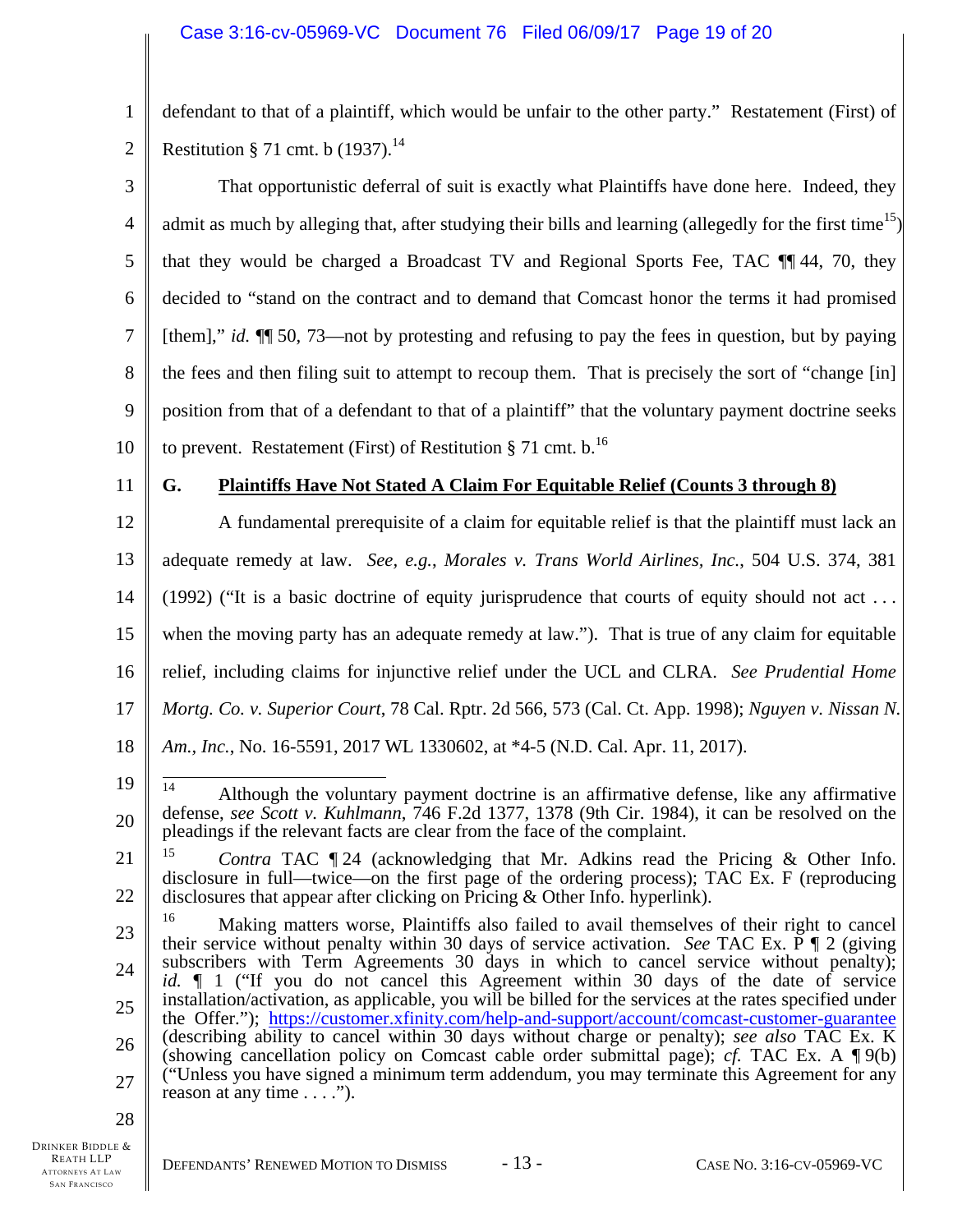defendant to that of a plaintiff, which would be unfair to the other party." Restatement (First) of Restitution § 71 cmt. b (1937).[14]

That opportunistic deferral of suit is exactly what Plaintiffs have done here. Indeed, they admit as much by alleging that, after studying their bills and learning (allegedly for the first time[15]) that they would be charged a Broadcast TV and Regional Sports Fee, TAC ¶¶ 44, 70, they decided to "stand on the contract and to demand that Comcast honor the terms it had promised [them]," *id.* ¶¶ 50, 73—not by protesting and refusing to pay the fees in question, but by paying the fees and then filing suit to attempt to recoup them. That is precisely the sort of "change [in] position from that of a defendant to that of a plaintiff" that the voluntary payment doctrine seeks to prevent. Restatement (First) of Restitution § 71 cmt. b.[16]

## G. Plaintiffs Have Not Stated A Claim For Equitable Relief (Counts 3 through 8)

A fundamental prerequisite of a claim for equitable relief is that the plaintiff must lack an adequate remedy at law. *See, e.g.*, *Morales v. Trans World Airlines, Inc.*, 504 U.S. 374, 381 (1992) ("It is a basic doctrine of equity jurisprudence that courts of equity should not act . . . when the moving party has an adequate remedy at law."). That is true of any claim for equitable relief, including claims for injunctive relief under the UCL and CLRA. *See Prudential Home Mortg. Co. v. Superior Court*, 78 Cal. Rptr. 2d 566, 573 (Cal. Ct. App. 1998); *Nguyen v. Nissan N. Am., Inc.*, No. 16-5591, 2017 WL 1330602, at \*4-5 (N.D. Cal. Apr. 11, 2017).

---

[14] Although the voluntary payment doctrine is an affirmative defense, like any affirmative defense, *see Scott v. Kuhlmann*, 746 F.2d 1377, 1378 (9th Cir. 1984), it can be resolved on the pleadings if the relevant facts are clear from the face of the complaint.

[15] *Contra* TAC ¶ 24 (acknowledging that Mr. Adkins read the Pricing & Other Info. disclosure in full—twice—on the first page of the ordering process); TAC Ex. F (reproducing disclosures that appear after clicking on Pricing & Other Info. hyperlink).

[16] Making matters worse, Plaintiffs also failed to avail themselves of their right to cancel their service without penalty within 30 days of service activation. *See* TAC Ex. P ¶ 2 (giving subscribers with Term Agreements 30 days in which to cancel service without penalty); *id.* ¶ 1 ("If you do not cancel this Agreement within 30 days of the date of service installation/activation, as applicable, you will be billed for the services at the rates specified under the Offer."); https://customer.xfinity.com/help-and-support/account/comcast-customer-guarantee (describing ability to cancel within 30 days without charge or penalty); *see also* TAC Ex. K (showing cancellation policy on Comcast cable order submittal page); *cf.* TAC Ex. A ¶ 9(b) ("Unless you have signed a minimum term addendum, you may terminate this Agreement for any reason at any time . . . .").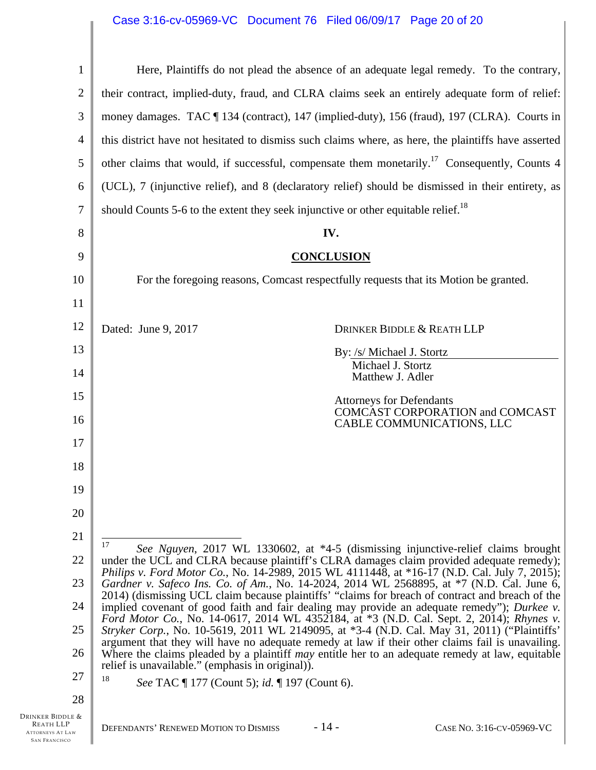Here, Plaintiffs do not plead the absence of an adequate legal remedy. To the contrary, their contract, implied-duty, fraud, and CLRA claims seek an entirely adequate form of relief: money damages. TAC ¶ 134 (contract), 147 (implied-duty), 156 (fraud), 197 (CLRA). Courts in this district have not hesitated to dismiss such claims where, as here, the plaintiffs have asserted other claims that would, if successful, compensate them monetarily.[17] Consequently, Counts 4 (UCL), 7 (injunctive relief), and 8 (declaratory relief) should be dismissed in their entirety, as should Counts 5-6 to the extent they seek injunctive or other equitable relief.[18]

## IV.

## CONCLUSION

For the foregoing reasons, Comcast respectfully requests that its Motion be granted.

Dated: June 9, 2017

DRINKER BIDDLE & REATH LLP

By: /s/ Michael J. Stortz
Michael J. Stortz
Matthew J. Adler

Attorneys for Defendants
COMCAST CORPORATION and COMCAST CABLE COMMUNICATIONS, LLC

---

[17] *See Nguyen*, 2017 WL 1330602, at *4-5 (dismissing injunctive-relief claims brought under the UCL and CLRA because plaintiff's CLRA damages claim provided adequate remedy); *Philips v. Ford Motor Co.*, No. 14-2989, 2015 WL 4111448, at *16-17 (N.D. Cal. July 7, 2015); *Gardner v. Safeco Ins. Co. of Am.*, No. 14-2024, 2014 WL 2568895, at *7 (N.D. Cal. June 6, 2014) (dismissing UCL claim because plaintiffs' "claims for breach of contract and breach of the implied covenant of good faith and fair dealing may provide an adequate remedy"); *Durkee v. Ford Motor Co.*, No. 14-0617, 2014 WL 4352184, at *3 (N.D. Cal. Sept. 2, 2014); *Rhynes v. Stryker Corp.*, No. 10-5619, 2011 WL 2149095, at *3-4 (N.D. Cal. May 31, 2011) ("Plaintiffs' argument that they will have no adequate remedy at law if their other claims fail is unavailing. Where the claims pleaded by a plaintiff *may* entitle her to an adequate remedy at law, equitable relief is unavailable." (emphasis in original)).

[18] *See* TAC ¶ 177 (Count 5); *id.* ¶ 197 (Count 6).